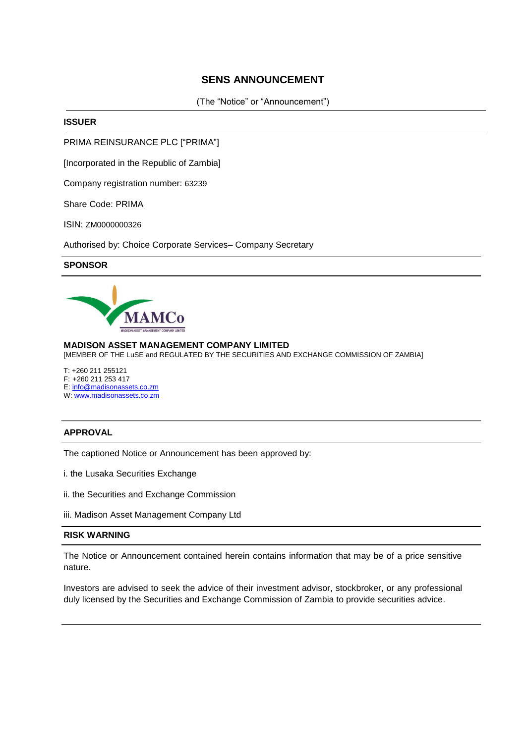# SENS ANNOUNCEMENT

(The "Notice" or "Announcement")

## ISSUER

PRIMA REINSURANCE PLC ["PRIMA"]

[Incorporated in the Republic of Zambia]

Company registration number: 63239

Share Code: PRIMA

ISIN: ZM0000000326

Authorised by: Choice Corporate Services– Company Secretary

## SPONSOR

MAMCo

MADISON ASSET MANAGEMENT COMPANY LIMITED

**MADISON ASSET MANAGEMENT COMPANY LIMITED**
[MEMBER OF THE LuSE and REGULATED BY THE SECURITIES AND EXCHANGE COMMISSION OF ZAMBIA]

T: +260 211 255121
F: +260 211 253 417
E: info@madisonassets.co.zm
W: www.madisonassets.co.zm

## APPROVAL

The captioned Notice or Announcement has been approved by:

i. the Lusaka Securities Exchange

ii. the Securities and Exchange Commission

iii. Madison Asset Management Company Ltd

## RISK WARNING

The Notice or Announcement contained herein contains information that may be of a price sensitive nature.

Investors are advised to seek the advice of their investment advisor, stockbroker, or any professional duly licensed by the Securities and Exchange Commission of Zambia to provide securities advice.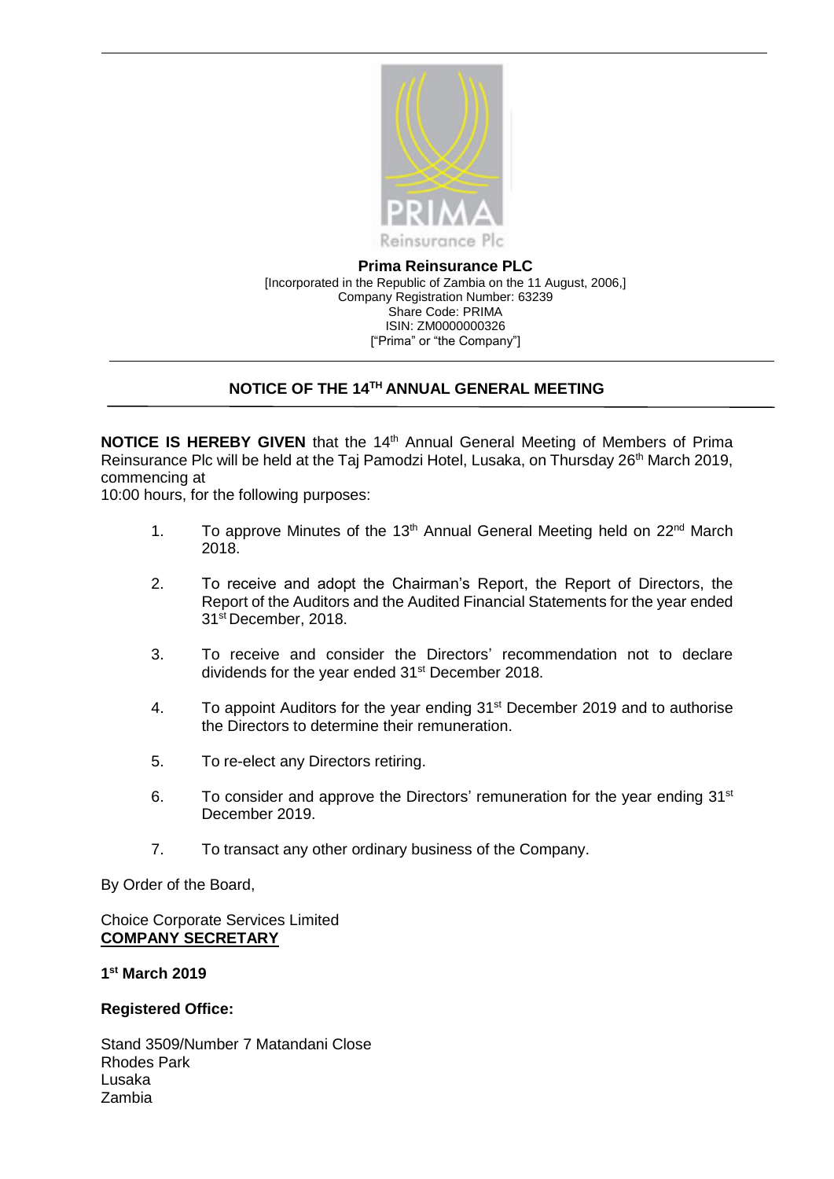**Prima Reinsurance PLC**
[Incorporated in the Republic of Zambia on the 11 August, 2006,]
Company Registration Number: 63239
Share Code: PRIMA
ISIN: ZM0000000326
["Prima" or "the Company"]

## NOTICE OF THE 14TH ANNUAL GENERAL MEETING

**NOTICE IS HEREBY GIVEN** that the 14th Annual General Meeting of Members of Prima Reinsurance Plc will be held at the Taj Pamodzi Hotel, Lusaka, on Thursday 26th March 2019, commencing at
10:00 hours, for the following purposes:

1. To approve Minutes of the 13th Annual General Meeting held on 22nd March 2018.
2. To receive and adopt the Chairman's Report, the Report of Directors, the Report of the Auditors and the Audited Financial Statements for the year ended 31st December, 2018.
3. To receive and consider the Directors' recommendation not to declare dividends for the year ended 31st December 2018.
4. To appoint Auditors for the year ending 31st December 2019 and to authorise the Directors to determine their remuneration.
5. To re-elect any Directors retiring.
6. To consider and approve the Directors' remuneration for the year ending 31st December 2019.
7. To transact any other ordinary business of the Company.

By Order of the Board,

Choice Corporate Services Limited
**COMPANY SECRETARY**

**1st March 2019**

**Registered Office:**

Stand 3509/Number 7 Matandani Close
Rhodes Park
Lusaka
Zambia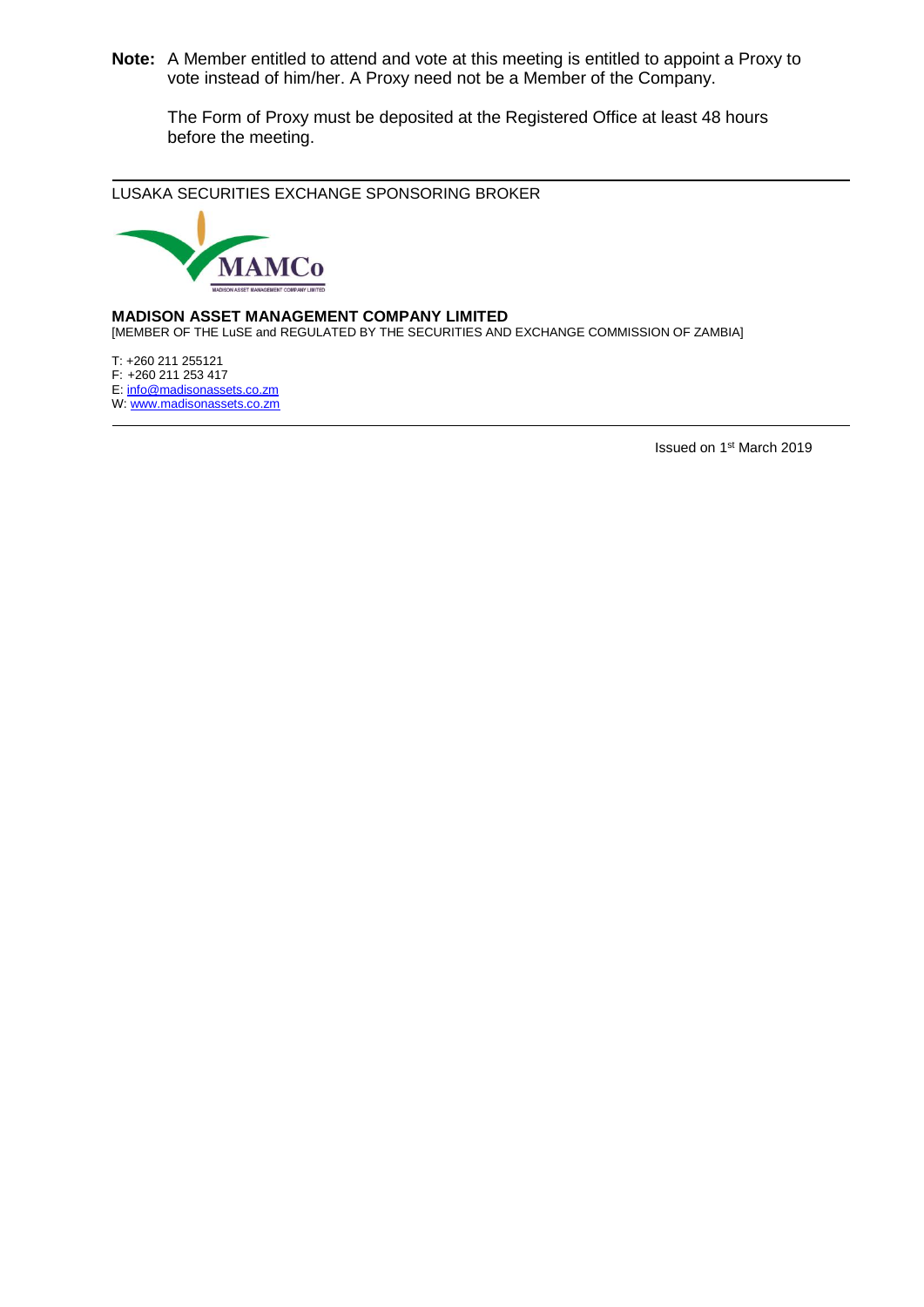**Note:** A Member entitled to attend and vote at this meeting is entitled to appoint a Proxy to vote instead of him/her. A Proxy need not be a Member of the Company.

The Form of Proxy must be deposited at the Registered Office at least 48 hours before the meeting.

---

LUSAKA SECURITIES EXCHANGE SPONSORING BROKER

MAMCo

MADISON ASSET MANAGEMENT COMPANY LIMITED

**MADISON ASSET MANAGEMENT COMPANY LIMITED**

[MEMBER OF THE LuSE and REGULATED BY THE SECURITIES AND EXCHANGE COMMISSION OF ZAMBIA]

T: +260 211 255121
F: +260 211 253 417
E: info@madisonassets.co.zm
W: www.madisonassets.co.zm

---

Issued on 1st March 2019